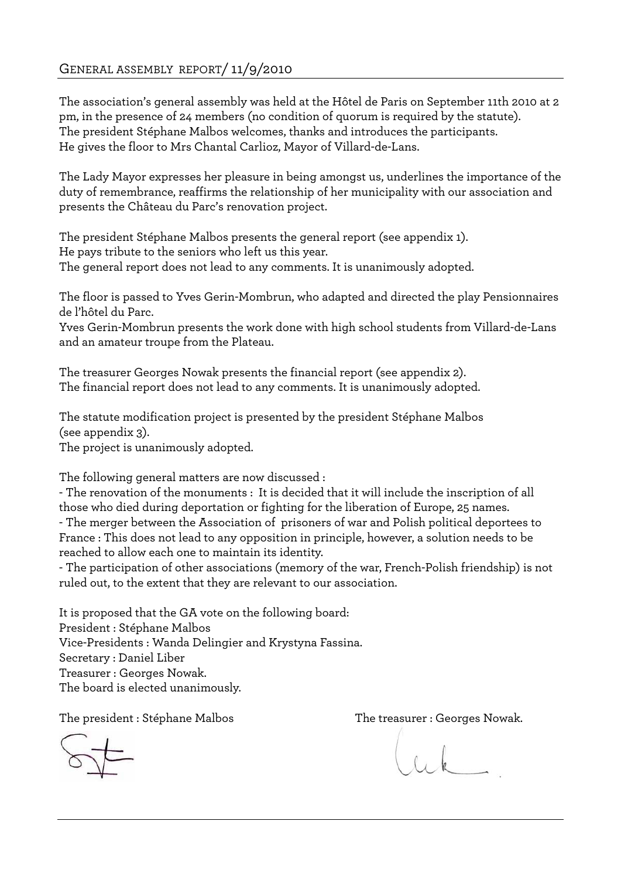## General assembly report/ 11/9/2010

The association's general assembly was held at the Hôtel de Paris on September 11th 2010 at 2 pm, in the presence of 24 members (no condition of quorum is required by the statute).
The president Stéphane Malbos welcomes, thanks and introduces the participants.
He gives the floor to Mrs Chantal Carlioz, Mayor of Villard-de-Lans.

The Lady Mayor expresses her pleasure in being amongst us, underlines the importance of the duty of remembrance, reaffirms the relationship of her municipality with our association and presents the Château du Parc's renovation project.

The president Stéphane Malbos presents the general report (see appendix 1).
He pays tribute to the seniors who left us this year.
The general report does not lead to any comments. It is unanimously adopted.

The floor is passed to Yves Gerin-Mombrun, who adapted and directed the play Pensionnaires de l'hôtel du Parc.
Yves Gerin-Mombrun presents the work done with high school students from Villard-de-Lans and an amateur troupe from the Plateau.

The treasurer Georges Nowak presents the financial report (see appendix 2).
The financial report does not lead to any comments. It is unanimously adopted.

The statute modification project is presented by the president Stéphane Malbos (see appendix 3).
The project is unanimously adopted.

The following general matters are now discussed :
- The renovation of the monuments : It is decided that it will include the inscription of all those who died during deportation or fighting for the liberation of Europe, 25 names.
- The merger between the Association of prisoners of war and Polish political deportees to France : This does not lead to any opposition in principle, however, a solution needs to be reached to allow each one to maintain its identity.
- The participation of other associations (memory of the war, French-Polish friendship) is not ruled out, to the extent that they are relevant to our association.

It is proposed that the GA vote on the following board:
President : Stéphane Malbos
Vice-Presidents : Wanda Delingier and Krystyna Fassina.
Secretary : Daniel Liber
Treasurer : Georges Nowak.
The board is elected unanimously.

The president : Stéphane Malbos

The treasurer : Georges Nowak.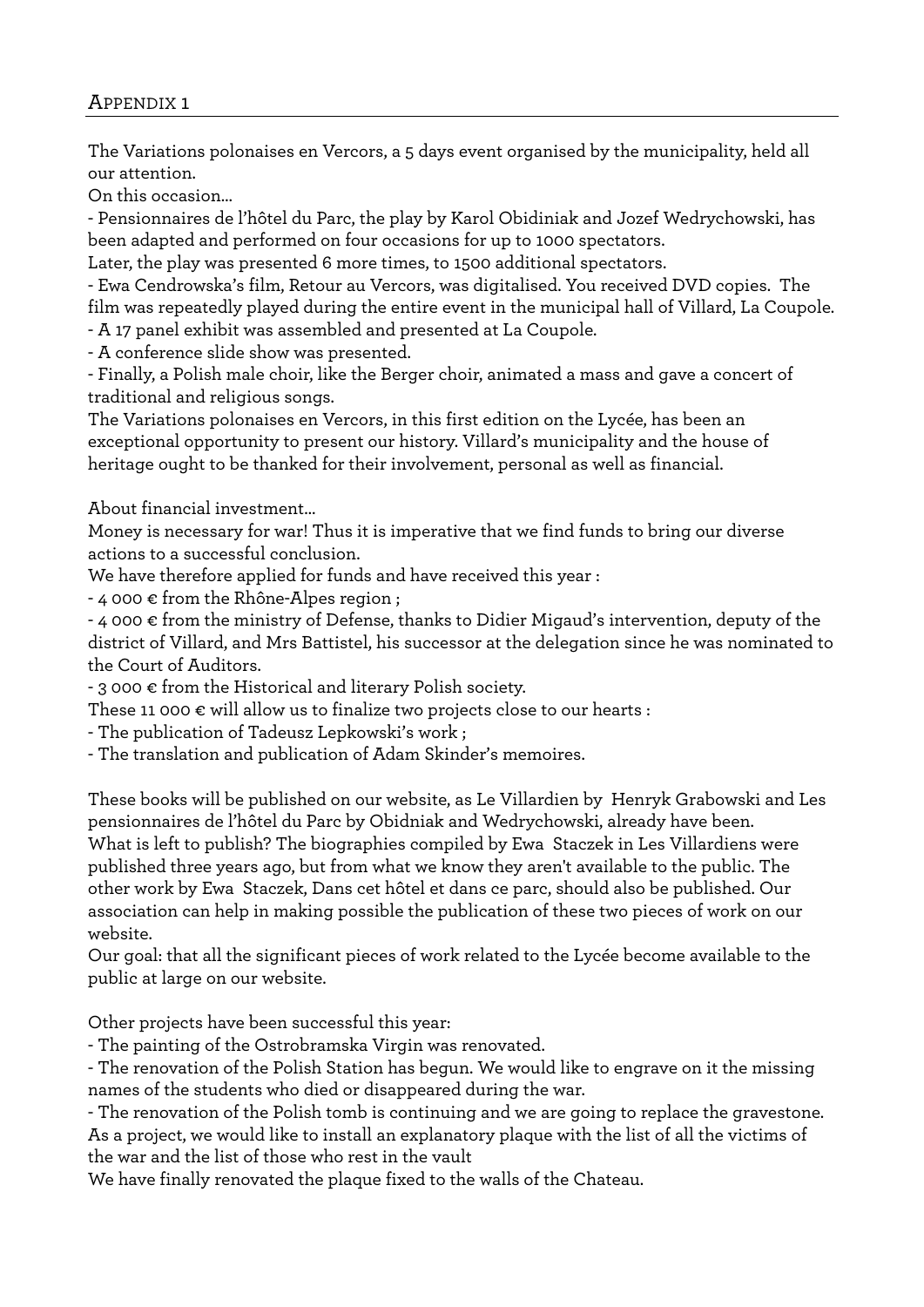## Appendix 1

The Variations polonaises en Vercors, a 5 days event organised by the municipality, held all our attention.

On this occasion…

- Pensionnaires de l'hôtel du Parc, the play by Karol Obidiniak and Jozef Wedrychowski, has been adapted and performed on four occasions for up to 1000 spectators.

Later, the play was presented 6 more times, to 1500 additional spectators.

- Ewa Cendrowska's film, Retour au Vercors, was digitalised. You received DVD copies. The film was repeatedly played during the entire event in the municipal hall of Villard, La Coupole.
- A 17 panel exhibit was assembled and presented at La Coupole.
- A conference slide show was presented.
- Finally, a Polish male choir, like the Berger choir, animated a mass and gave a concert of traditional and religious songs.

The Variations polonaises en Vercors, in this first edition on the Lycée, has been an exceptional opportunity to present our history. Villard's municipality and the house of heritage ought to be thanked for their involvement, personal as well as financial.

About financial investment…

Money is necessary for war! Thus it is imperative that we find funds to bring our diverse actions to a successful conclusion.

We have therefore applied for funds and have received this year :

- 4 000 € from the Rhône-Alpes region ;
- 4 000 € from the ministry of Defense, thanks to Didier Migaud's intervention, deputy of the district of Villard, and Mrs Battistel, his successor at the delegation since he was nominated to the Court of Auditors.
- 3 000 € from the Historical and literary Polish society.

These 11 000 € will allow us to finalize two projects close to our hearts :

- The publication of Tadeusz Lepkowski's work ;
- The translation and publication of Adam Skinder's memoires.

These books will be published on our website, as Le Villardien by Henryk Grabowski and Les pensionnaires de l'hôtel du Parc by Obidniak and Wedrychowski, already have been.

What is left to publish? The biographies compiled by Ewa Staczek in Les Villardiens were published three years ago, but from what we know they aren't available to the public. The other work by Ewa Staczek, Dans cet hôtel et dans ce parc, should also be published. Our association can help in making possible the publication of these two pieces of work on our website.

Our goal: that all the significant pieces of work related to the Lycée become available to the public at large on our website.

Other projects have been successful this year:

- The painting of the Ostrobramska Virgin was renovated.
- The renovation of the Polish Station has begun. We would like to engrave on it the missing names of the students who died or disappeared during the war.
- The renovation of the Polish tomb is continuing and we are going to replace the gravestone.

As a project, we would like to install an explanatory plaque with the list of all the victims of the war and the list of those who rest in the vault

We have finally renovated the plaque fixed to the walls of the Chateau.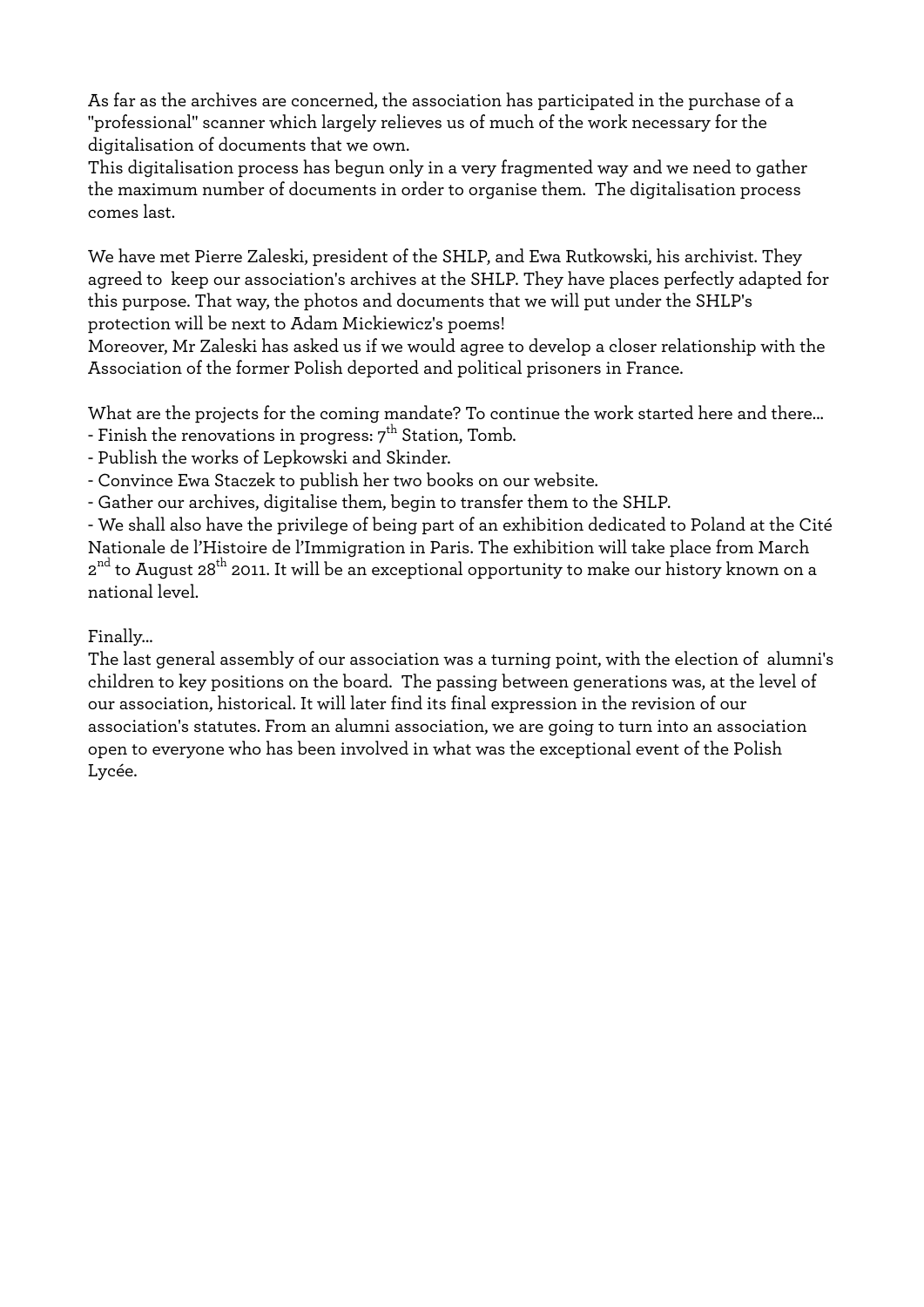As far as the archives are concerned, the association has participated in the purchase of a "professional" scanner which largely relieves us of much of the work necessary for the digitalisation of documents that we own.
This digitalisation process has begun only in a very fragmented way and we need to gather the maximum number of documents in order to organise them. The digitalisation process comes last.

We have met Pierre Zaleski, president of the SHLP, and Ewa Rutkowski, his archivist. They agreed to keep our association's archives at the SHLP. They have places perfectly adapted for this purpose. That way, the photos and documents that we will put under the SHLP's protection will be next to Adam Mickiewicz's poems!
Moreover, Mr Zaleski has asked us if we would agree to develop a closer relationship with the Association of the former Polish deported and political prisoners in France.

What are the projects for the coming mandate? To continue the work started here and there...
- Finish the renovations in progress: 7th Station, Tomb.
- Publish the works of Lepkowski and Skinder.
- Convince Ewa Staczek to publish her two books on our website.
- Gather our archives, digitalise them, begin to transfer them to the SHLP.
- We shall also have the privilege of being part of an exhibition dedicated to Poland at the Cité Nationale de l'Histoire de l'Immigration in Paris. The exhibition will take place from March 2nd to August 28th 2011. It will be an exceptional opportunity to make our history known on a national level.

Finally...
The last general assembly of our association was a turning point, with the election of alumni's children to key positions on the board. The passing between generations was, at the level of our association, historical. It will later find its final expression in the revision of our association's statutes. From an alumni association, we are going to turn into an association open to everyone who has been involved in what was the exceptional event of the Polish Lycée.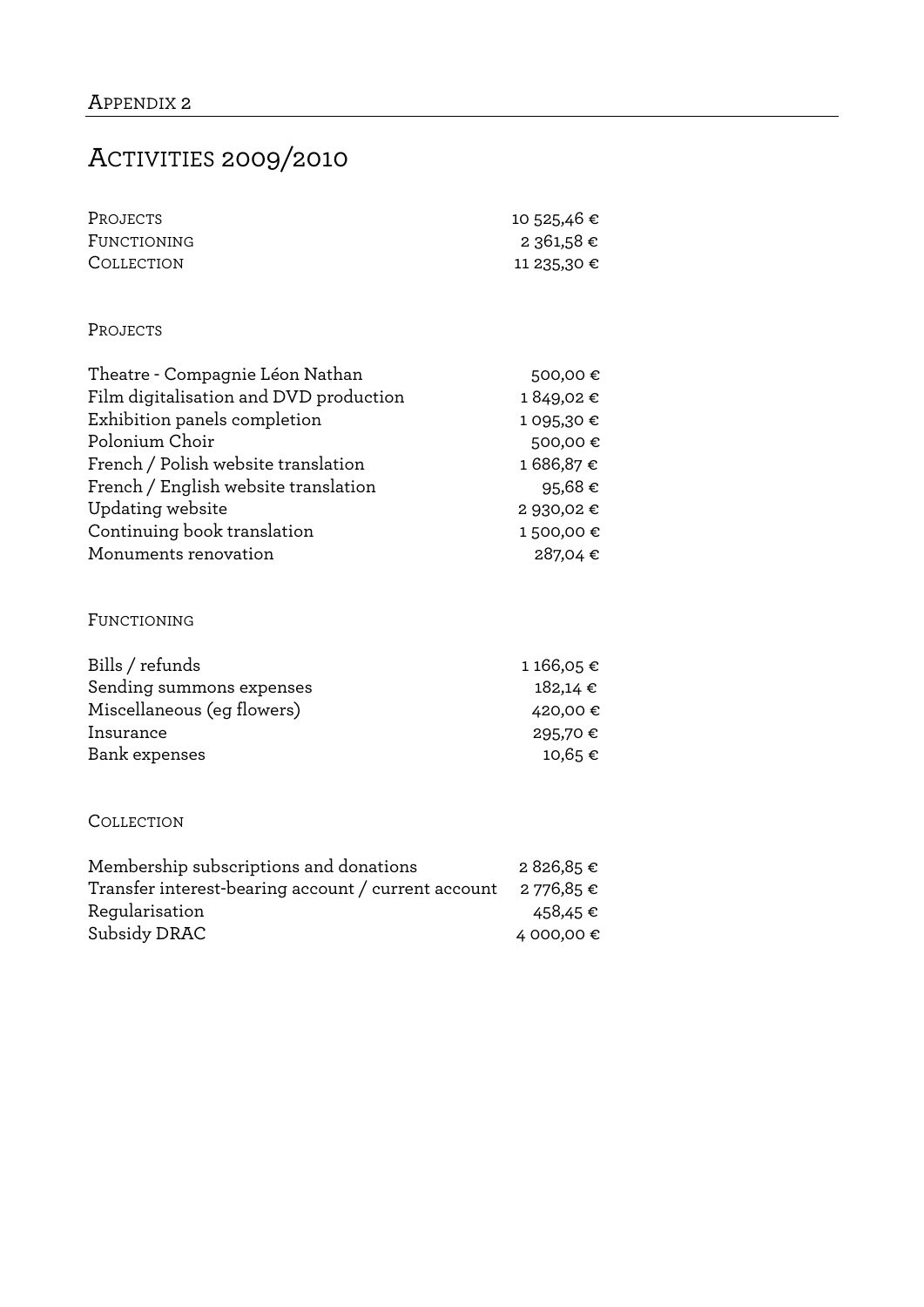Appendix 2

# Activities 2009/2010

| | |
|---|---|
| Projects | 10 525,46 € |
| Functioning | 2 361,58 € |
| Collection | 11 235,30 € |

## Projects

| | |
|---|---|
| Theatre - Compagnie Léon Nathan | 500,00 € |
| Film digitalisation and DVD production | 1 849,02 € |
| Exhibition panels completion | 1 095,30 € |
| Polonium Choir | 500,00 € |
| French / Polish website translation | 1 686,87 € |
| French / English website translation | 95,68 € |
| Updating website | 2 930,02 € |
| Continuing book translation | 1 500,00 € |
| Monuments renovation | 287,04 € |

## Functioning

| | |
|---|---|
| Bills / refunds | 1 166,05 € |
| Sending summons expenses | 182,14 € |
| Miscellaneous (eg flowers) | 420,00 € |
| Insurance | 295,70 € |
| Bank expenses | 10,65 € |

## Collection

| | |
|---|---|
| Membership subscriptions and donations | 2 826,85 € |
| Transfer interest-bearing account / current account | 2 776,85 € |
| Regularisation | 458,45 € |
| Subsidy DRAC | 4 000,00 € |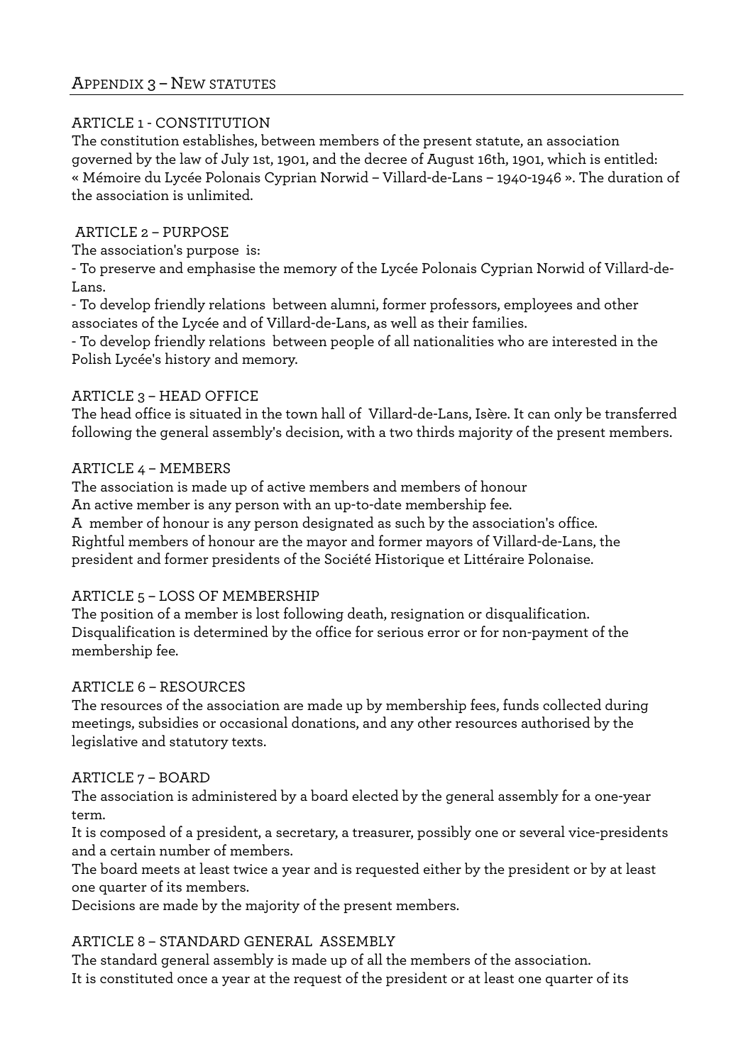## Appendix 3 – New statutes

### ARTICLE 1 - CONSTITUTION

The constitution establishes, between members of the present statute, an association governed by the law of July 1st, 1901, and the decree of August 16th, 1901, which is entitled: « Mémoire du Lycée Polonais Cyprian Norwid – Villard-de-Lans – 1940-1946 ». The duration of the association is unlimited.

### ARTICLE 2 – PURPOSE

The association's purpose is:

- To preserve and emphasise the memory of the Lycée Polonais Cyprian Norwid of Villard-de-Lans.
- To develop friendly relations between alumni, former professors, employees and other associates of the Lycée and of Villard-de-Lans, as well as their families.
- To develop friendly relations between people of all nationalities who are interested in the Polish Lycée's history and memory.

### ARTICLE 3 – HEAD OFFICE

The head office is situated in the town hall of Villard-de-Lans, Isère. It can only be transferred following the general assembly's decision, with a two thirds majority of the present members.

### ARTICLE 4 – MEMBERS

The association is made up of active members and members of honour
An active member is any person with an up-to-date membership fee.
A member of honour is any person designated as such by the association's office.
Rightful members of honour are the mayor and former mayors of Villard-de-Lans, the president and former presidents of the Société Historique et Littéraire Polonaise.

### ARTICLE 5 – LOSS OF MEMBERSHIP

The position of a member is lost following death, resignation or disqualification.
Disqualification is determined by the office for serious error or for non-payment of the membership fee.

### ARTICLE 6 – RESOURCES

The resources of the association are made up by membership fees, funds collected during meetings, subsidies or occasional donations, and any other resources authorised by the legislative and statutory texts.

### ARTICLE 7 – BOARD

The association is administered by a board elected by the general assembly for a one-year term.
It is composed of a president, a secretary, a treasurer, possibly one or several vice-presidents and a certain number of members.
The board meets at least twice a year and is requested either by the president or by at least one quarter of its members.
Decisions are made by the majority of the present members.

### ARTICLE 8 – STANDARD GENERAL ASSEMBLY

The standard general assembly is made up of all the members of the association.
It is constituted once a year at the request of the president or at least one quarter of its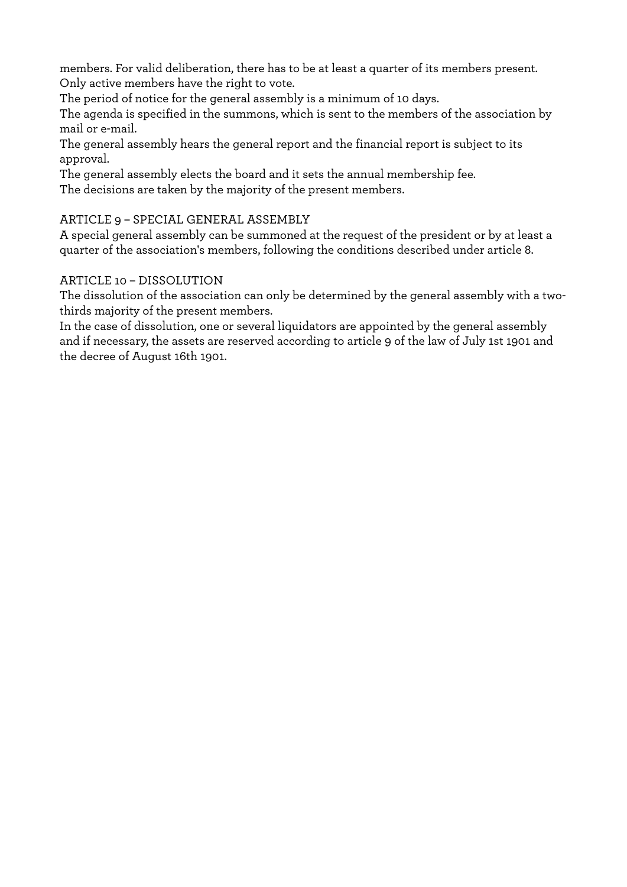members. For valid deliberation, there has to be at least a quarter of its members present. Only active members have the right to vote.

The period of notice for the general assembly is a minimum of 10 days.

The agenda is specified in the summons, which is sent to the members of the association by mail or e-mail.

The general assembly hears the general report and the financial report is subject to its approval.

The general assembly elects the board and it sets the annual membership fee.

The decisions are taken by the majority of the present members.

## ARTICLE 9 – SPECIAL GENERAL ASSEMBLY

A special general assembly can be summoned at the request of the president or by at least a quarter of the association's members, following the conditions described under article 8.

## ARTICLE 10 – DISSOLUTION

The dissolution of the association can only be determined by the general assembly with a two-thirds majority of the present members.

In the case of dissolution, one or several liquidators are appointed by the general assembly and if necessary, the assets are reserved according to article 9 of the law of July 1st 1901 and the decree of August 16th 1901.